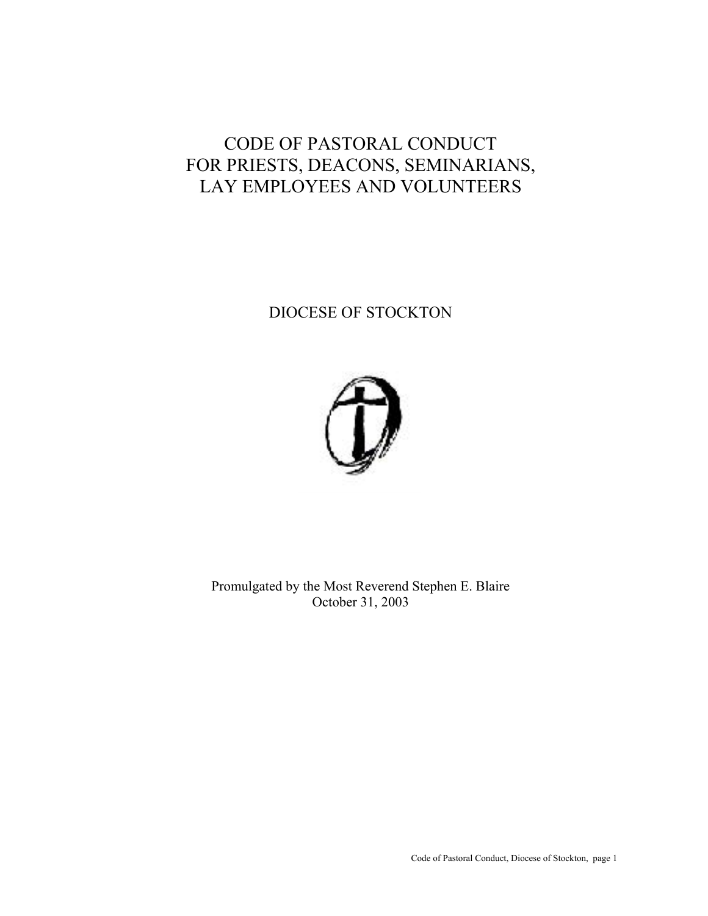# CODE OF PASTORAL CONDUCT FOR PRIESTS, DEACONS, SEMINARIANS, LAY EMPLOYEES AND VOLUNTEERS

## DIOCESE OF STOCKTON

Promulgated by the Most Reverend Stephen E. Blaire
October 31, 2003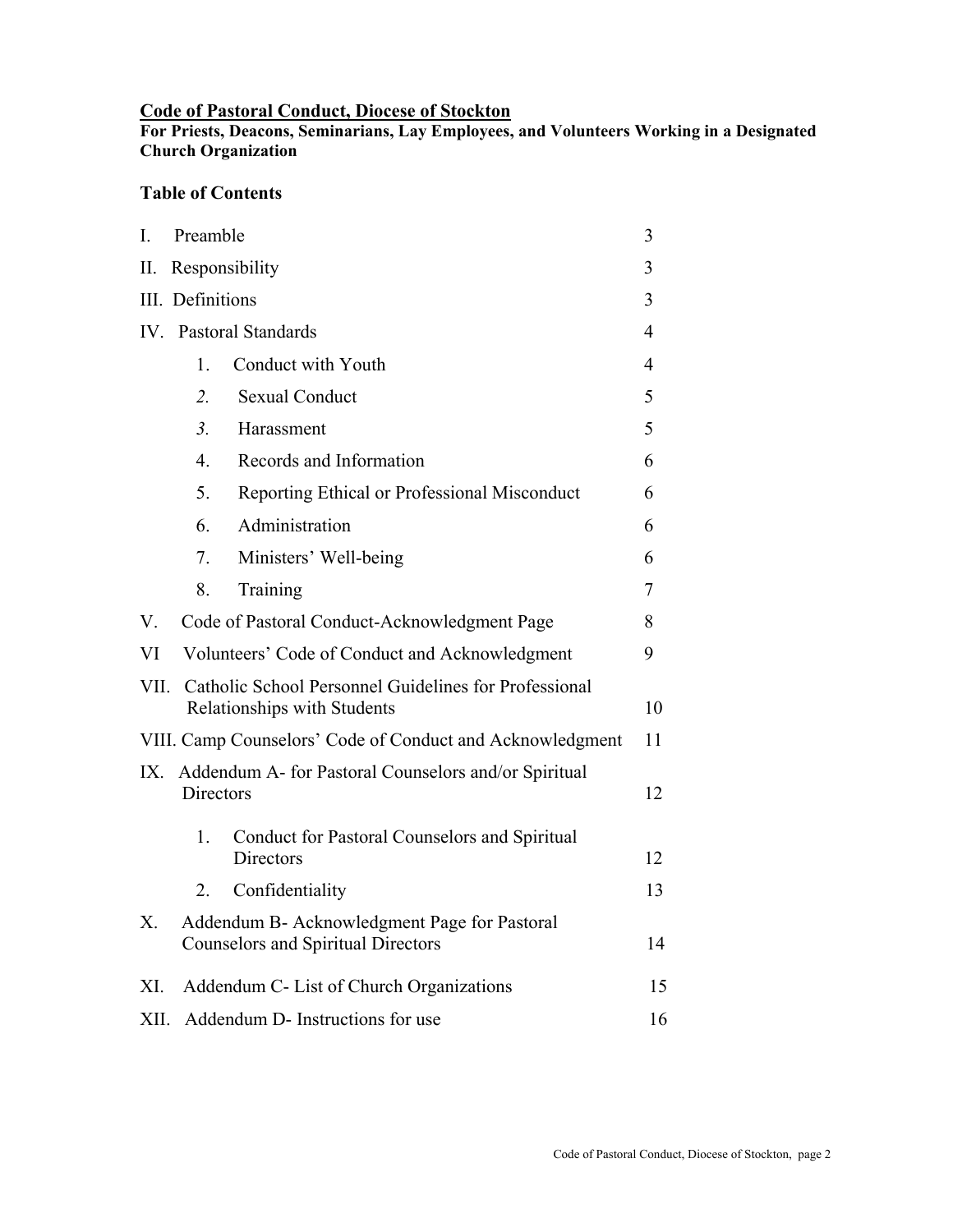**<u>Code of Pastoral Conduct, Diocese of Stockton</u>**

**For Priests, Deacons, Seminarians, Lay Employees, and Volunteers Working in a Designated Church Organization**

**Table of Contents**

| | |
|---|---|
| I. Preamble | 3 |
| II. Responsibility | 3 |
| III. Definitions | 3 |
| IV. Pastoral Standards | 4 |
| 1. Conduct with Youth | 4 |
| *2.* Sexual Conduct | 5 |
| *3.* Harassment | 5 |
| 4. Records and Information | 6 |
| 5. Reporting Ethical or Professional Misconduct | 6 |
| 6. Administration | 6 |
| 7. Ministers' Well-being | 6 |
| 8. Training | 7 |
| V. Code of Pastoral Conduct-Acknowledgment Page | 8 |
| VI Volunteers' Code of Conduct and Acknowledgment | 9 |
| VII. Catholic School Personnel Guidelines for Professional Relationships with Students | 10 |
| VIII. Camp Counselors' Code of Conduct and Acknowledgment | 11 |
| IX. Addendum A- for Pastoral Counselors and/or Spiritual Directors | 12 |
| 1. Conduct for Pastoral Counselors and Spiritual Directors | 12 |
| 2. Confidentiality | 13 |
| X. Addendum B- Acknowledgment Page for Pastoral Counselors and Spiritual Directors | 14 |
| XI. Addendum C- List of Church Organizations | 15 |
| XII. Addendum D- Instructions for use | 16 |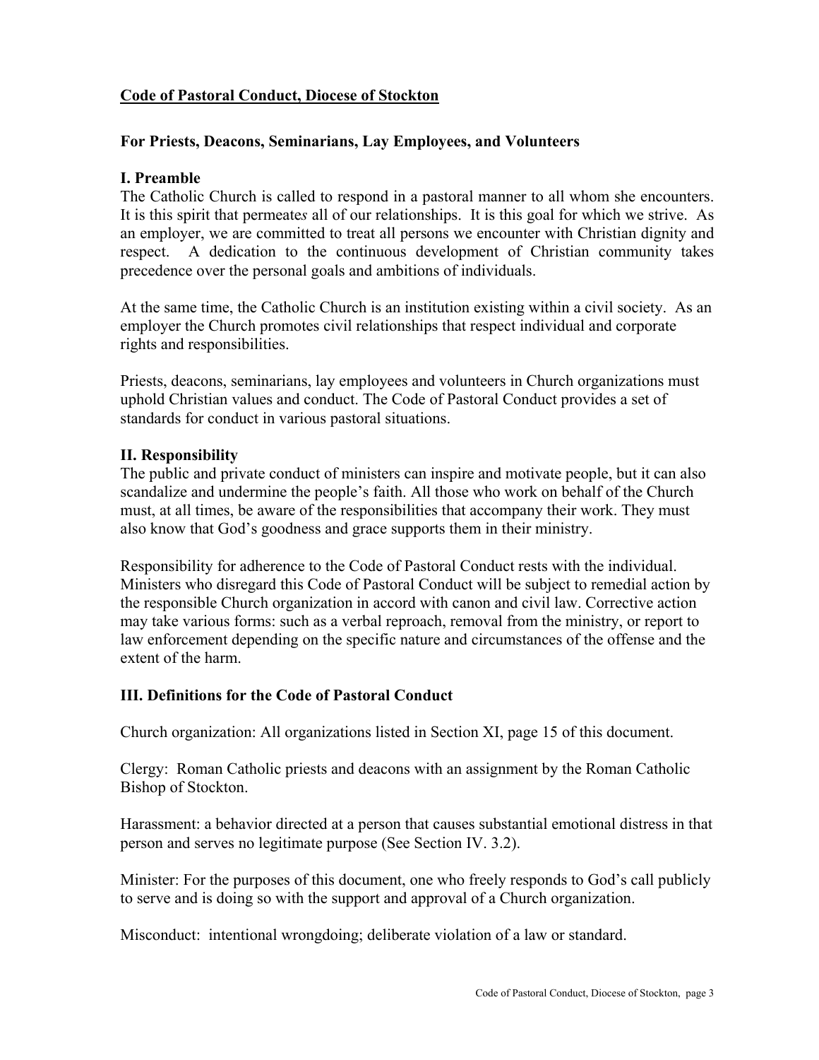## Code of Pastoral Conduct, Diocese of Stockton

### For Priests, Deacons, Seminarians, Lay Employees, and Volunteers

### I. Preamble

The Catholic Church is called to respond in a pastoral manner to all whom she encounters. It is this spirit that permeate*s* all of our relationships. It is this goal for which we strive. As an employer, we are committed to treat all persons we encounter with Christian dignity and respect. A dedication to the continuous development of Christian community takes precedence over the personal goals and ambitions of individuals.

At the same time, the Catholic Church is an institution existing within a civil society. As an employer the Church promotes civil relationships that respect individual and corporate rights and responsibilities.

Priests, deacons, seminarians, lay employees and volunteers in Church organizations must uphold Christian values and conduct. The Code of Pastoral Conduct provides a set of standards for conduct in various pastoral situations.

### II. Responsibility

The public and private conduct of ministers can inspire and motivate people, but it can also scandalize and undermine the people's faith. All those who work on behalf of the Church must, at all times, be aware of the responsibilities that accompany their work. They must also know that God's goodness and grace supports them in their ministry.

Responsibility for adherence to the Code of Pastoral Conduct rests with the individual. Ministers who disregard this Code of Pastoral Conduct will be subject to remedial action by the responsible Church organization in accord with canon and civil law. Corrective action may take various forms: such as a verbal reproach, removal from the ministry, or report to law enforcement depending on the specific nature and circumstances of the offense and the extent of the harm.

### III. Definitions for the Code of Pastoral Conduct

Church organization: All organizations listed in Section XI, page 15 of this document.

Clergy: Roman Catholic priests and deacons with an assignment by the Roman Catholic Bishop of Stockton.

Harassment: a behavior directed at a person that causes substantial emotional distress in that person and serves no legitimate purpose (See Section IV. 3.2).

Minister: For the purposes of this document, one who freely responds to God's call publicly to serve and is doing so with the support and approval of a Church organization.

Misconduct: intentional wrongdoing; deliberate violation of a law or standard.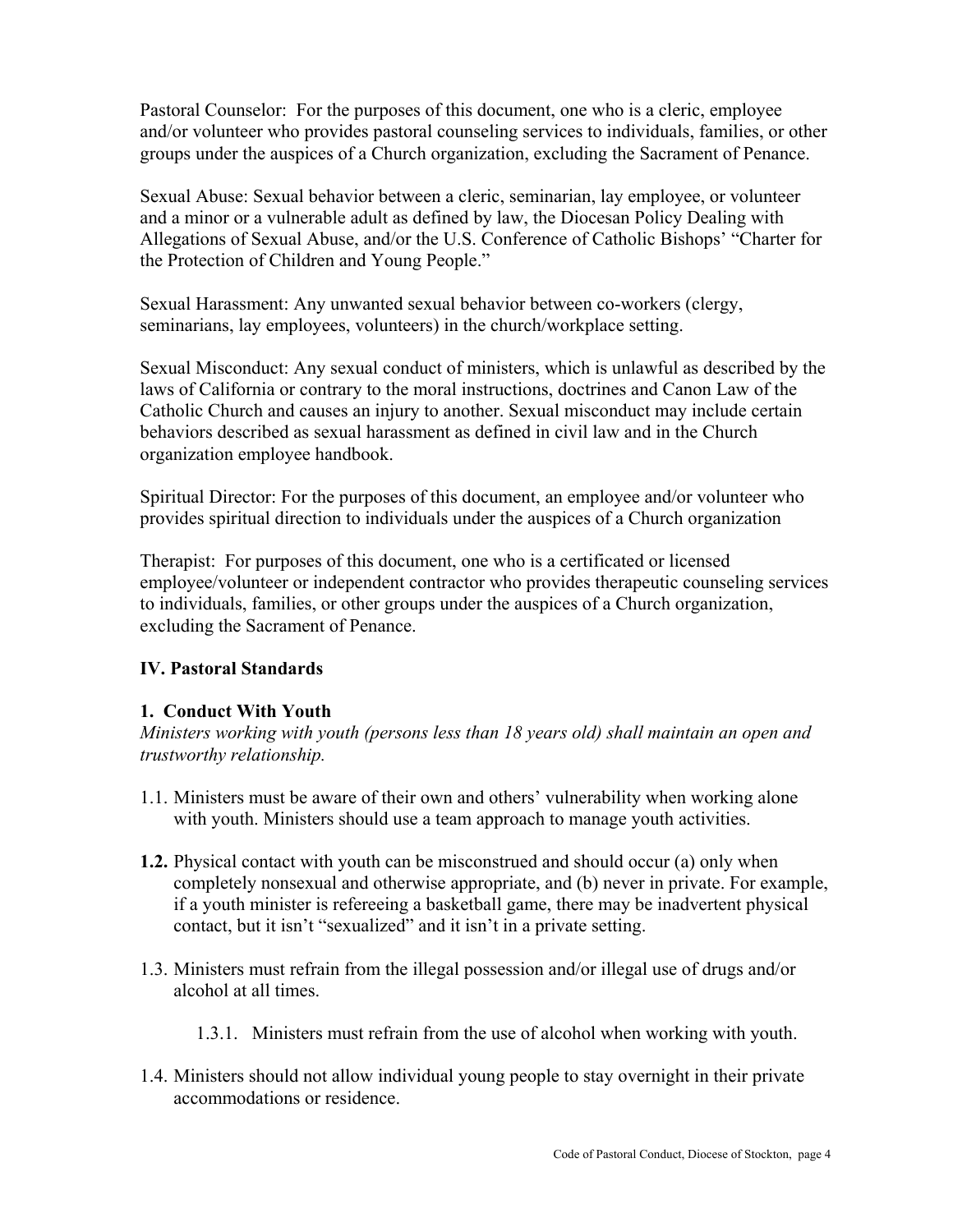Pastoral Counselor: For the purposes of this document, one who is a cleric, employee and/or volunteer who provides pastoral counseling services to individuals, families, or other groups under the auspices of a Church organization, excluding the Sacrament of Penance.

Sexual Abuse: Sexual behavior between a cleric, seminarian, lay employee, or volunteer and a minor or a vulnerable adult as defined by law, the Diocesan Policy Dealing with Allegations of Sexual Abuse, and/or the U.S. Conference of Catholic Bishops' "Charter for the Protection of Children and Young People."

Sexual Harassment: Any unwanted sexual behavior between co-workers (clergy, seminarians, lay employees, volunteers) in the church/workplace setting.

Sexual Misconduct: Any sexual conduct of ministers, which is unlawful as described by the laws of California or contrary to the moral instructions, doctrines and Canon Law of the Catholic Church and causes an injury to another. Sexual misconduct may include certain behaviors described as sexual harassment as defined in civil law and in the Church organization employee handbook.

Spiritual Director: For the purposes of this document, an employee and/or volunteer who provides spiritual direction to individuals under the auspices of a Church organization

Therapist: For purposes of this document, one who is a certificated or licensed employee/volunteer or independent contractor who provides therapeutic counseling services to individuals, families, or other groups under the auspices of a Church organization, excluding the Sacrament of Penance.

## IV. Pastoral Standards

### 1. Conduct With Youth

*Ministers working with youth (persons less than 18 years old) shall maintain an open and trustworthy relationship.*

1.1. Ministers must be aware of their own and others' vulnerability when working alone with youth. Ministers should use a team approach to manage youth activities.

**1.2.** Physical contact with youth can be misconstrued and should occur (a) only when completely nonsexual and otherwise appropriate, and (b) never in private. For example, if a youth minister is refereeing a basketball game, there may be inadvertent physical contact, but it isn't "sexualized" and it isn't in a private setting.

1.3. Ministers must refrain from the illegal possession and/or illegal use of drugs and/or alcohol at all times.

   1.3.1. Ministers must refrain from the use of alcohol when working with youth.

1.4. Ministers should not allow individual young people to stay overnight in their private accommodations or residence.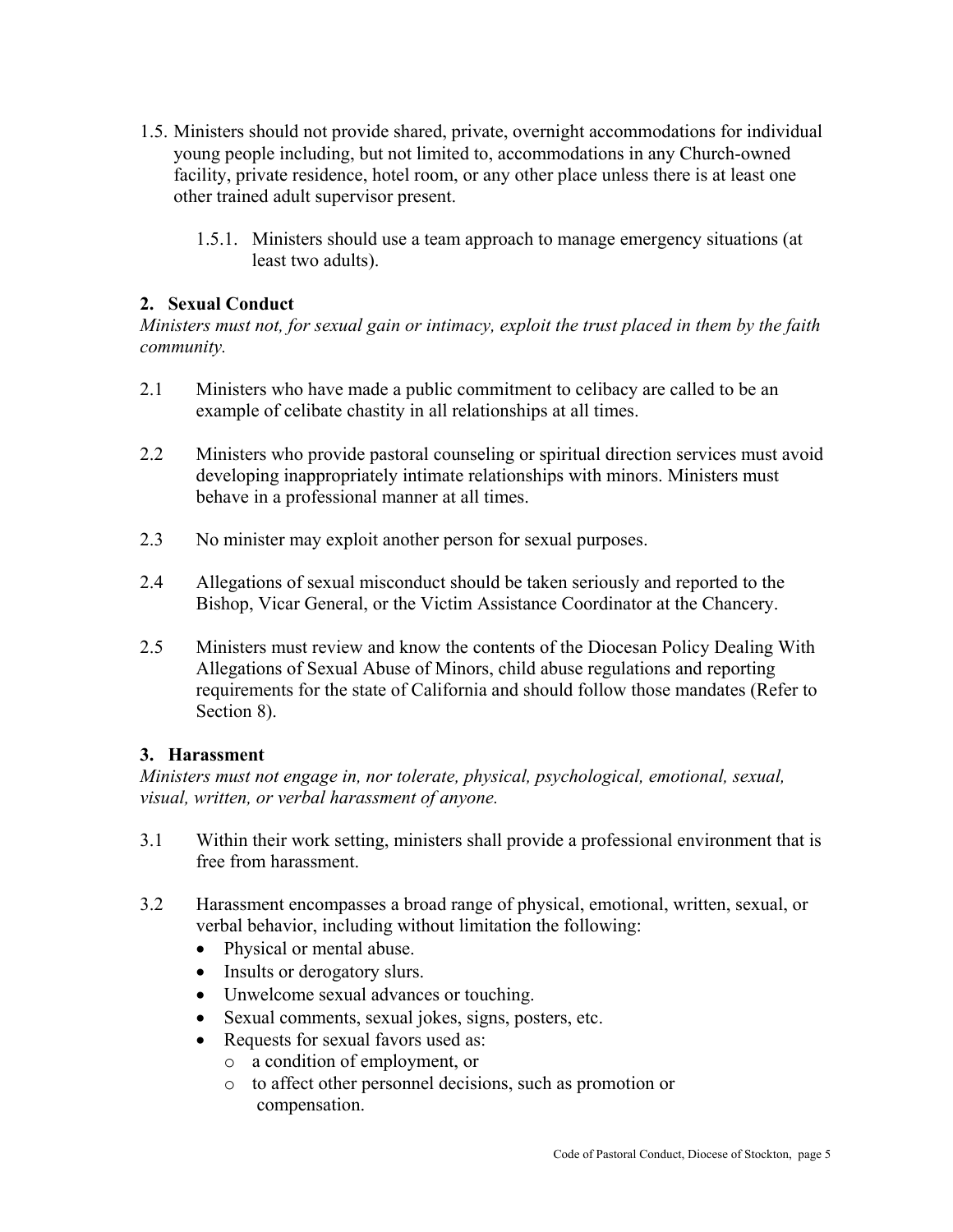1.5. Ministers should not provide shared, private, overnight accommodations for individual young people including, but not limited to, accommodations in any Church-owned facility, private residence, hotel room, or any other place unless there is at least one other trained adult supervisor present.

   1.5.1. Ministers should use a team approach to manage emergency situations (at least two adults).

### 2. Sexual Conduct

*Ministers must not, for sexual gain or intimacy, exploit the trust placed in them by the faith community.*

2.1 Ministers who have made a public commitment to celibacy are called to be an example of celibate chastity in all relationships at all times.

2.2 Ministers who provide pastoral counseling or spiritual direction services must avoid developing inappropriately intimate relationships with minors. Ministers must behave in a professional manner at all times.

2.3 No minister may exploit another person for sexual purposes.

2.4 Allegations of sexual misconduct should be taken seriously and reported to the Bishop, Vicar General, or the Victim Assistance Coordinator at the Chancery.

2.5 Ministers must review and know the contents of the Diocesan Policy Dealing With Allegations of Sexual Abuse of Minors, child abuse regulations and reporting requirements for the state of California and should follow those mandates (Refer to Section 8).

### 3. Harassment

*Ministers must not engage in, nor tolerate, physical, psychological, emotional, sexual, visual, written, or verbal harassment of anyone.*

3.1 Within their work setting, ministers shall provide a professional environment that is free from harassment.

3.2 Harassment encompasses a broad range of physical, emotional, written, sexual, or verbal behavior, including without limitation the following:

- Physical or mental abuse.
- Insults or derogatory slurs.
- Unwelcome sexual advances or touching.
- Sexual comments, sexual jokes, signs, posters, etc.
- Requests for sexual favors used as:
  - a condition of employment, or
  - to affect other personnel decisions, such as promotion or compensation.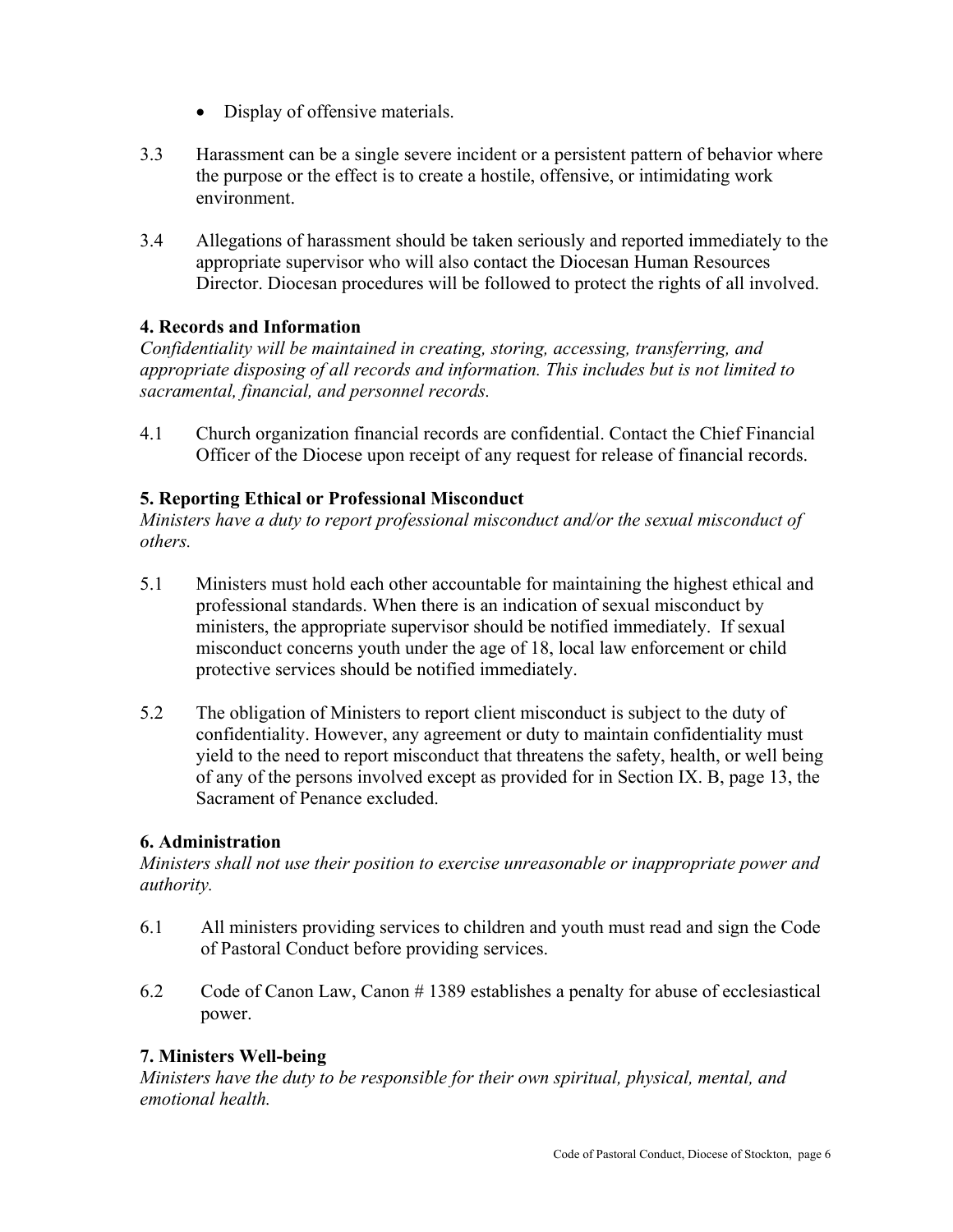- Display of offensive materials.

3.3 Harassment can be a single severe incident or a persistent pattern of behavior where the purpose or the effect is to create a hostile, offensive, or intimidating work environment.

3.4 Allegations of harassment should be taken seriously and reported immediately to the appropriate supervisor who will also contact the Diocesan Human Resources Director. Diocesan procedures will be followed to protect the rights of all involved.

### 4. Records and Information

*Confidentiality will be maintained in creating, storing, accessing, transferring, and appropriate disposing of all records and information. This includes but is not limited to sacramental, financial, and personnel records.*

4.1 Church organization financial records are confidential. Contact the Chief Financial Officer of the Diocese upon receipt of any request for release of financial records.

### 5. Reporting Ethical or Professional Misconduct

*Ministers have a duty to report professional misconduct and/or the sexual misconduct of others.*

5.1 Ministers must hold each other accountable for maintaining the highest ethical and professional standards. When there is an indication of sexual misconduct by ministers, the appropriate supervisor should be notified immediately. If sexual misconduct concerns youth under the age of 18, local law enforcement or child protective services should be notified immediately.

5.2 The obligation of Ministers to report client misconduct is subject to the duty of confidentiality. However, any agreement or duty to maintain confidentiality must yield to the need to report misconduct that threatens the safety, health, or well being of any of the persons involved except as provided for in Section IX. B, page 13, the Sacrament of Penance excluded.

### 6. Administration

*Ministers shall not use their position to exercise unreasonable or inappropriate power and authority.*

6.1 All ministers providing services to children and youth must read and sign the Code of Pastoral Conduct before providing services.

6.2 Code of Canon Law, Canon # 1389 establishes a penalty for abuse of ecclesiastical power.

### 7. Ministers Well-being

*Ministers have the duty to be responsible for their own spiritual, physical, mental, and emotional health.*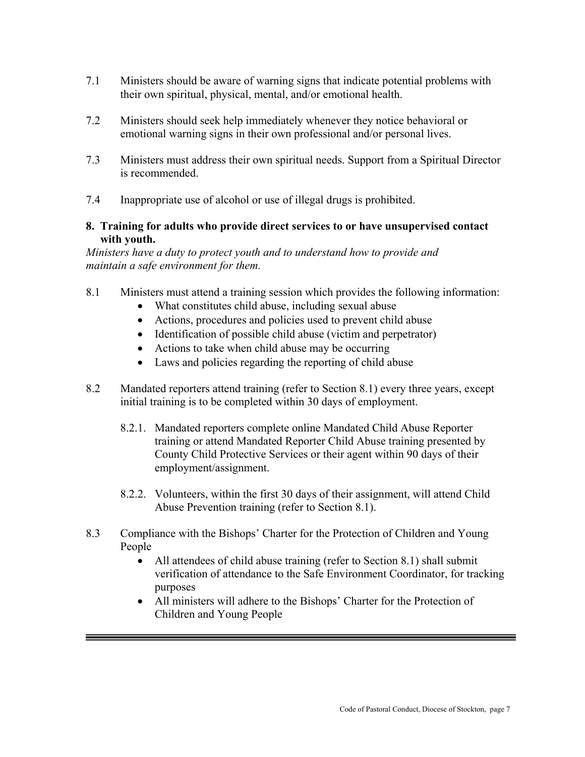7.1 Ministers should be aware of warning signs that indicate potential problems with their own spiritual, physical, mental, and/or emotional health.

7.2 Ministers should seek help immediately whenever they notice behavioral or emotional warning signs in their own professional and/or personal lives.

7.3 Ministers must address their own spiritual needs. Support from a Spiritual Director is recommended.

7.4 Inappropriate use of alcohol or use of illegal drugs is prohibited.

## 8. Training for adults who provide direct services to or have unsupervised contact with youth.

*Ministers have a duty to protect youth and to understand how to provide and maintain a safe environment for them.*

8.1 Ministers must attend a training session which provides the following information:

- What constitutes child abuse, including sexual abuse
- Actions, procedures and policies used to prevent child abuse
- Identification of possible child abuse (victim and perpetrator)
- Actions to take when child abuse may be occurring
- Laws and policies regarding the reporting of child abuse

8.2 Mandated reporters attend training (refer to Section 8.1) every three years, except initial training is to be completed within 30 days of employment.

8.2.1. Mandated reporters complete online Mandated Child Abuse Reporter training or attend Mandated Reporter Child Abuse training presented by County Child Protective Services or their agent within 90 days of their employment/assignment.

8.2.2. Volunteers, within the first 30 days of their assignment, will attend Child Abuse Prevention training (refer to Section 8.1).

8.3 Compliance with the Bishops' Charter for the Protection of Children and Young People

- All attendees of child abuse training (refer to Section 8.1) shall submit verification of attendance to the Safe Environment Coordinator, for tracking purposes
- All ministers will adhere to the Bishops' Charter for the Protection of Children and Young People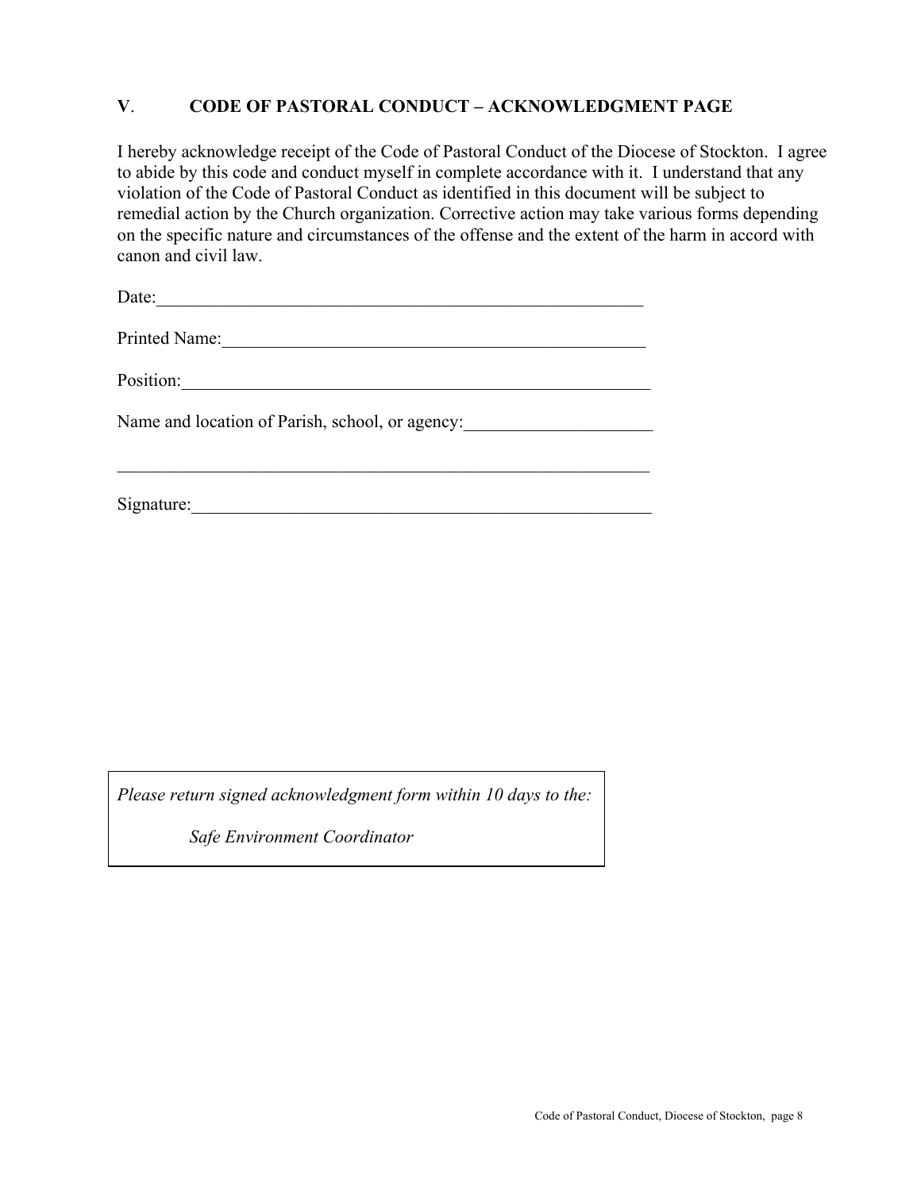## V. CODE OF PASTORAL CONDUCT – ACKNOWLEDGMENT PAGE

I hereby acknowledge receipt of the Code of Pastoral Conduct of the Diocese of Stockton. I agree to abide by this code and conduct myself in complete accordance with it. I understand that any violation of the Code of Pastoral Conduct as identified in this document will be subject to remedial action by the Church organization. Corrective action may take various forms depending on the specific nature and circumstances of the offense and the extent of the harm in accord with canon and civil law.

Date:_______________________________________________________

Printed Name:_______________________________________________

Position:____________________________________________________

Name and location of Parish, school, or agency:_____________________

____________________________________________________________

Signature:___________________________________________________

*Please return signed acknowledgment form within 10 days to the:*

*Safe Environment Coordinator*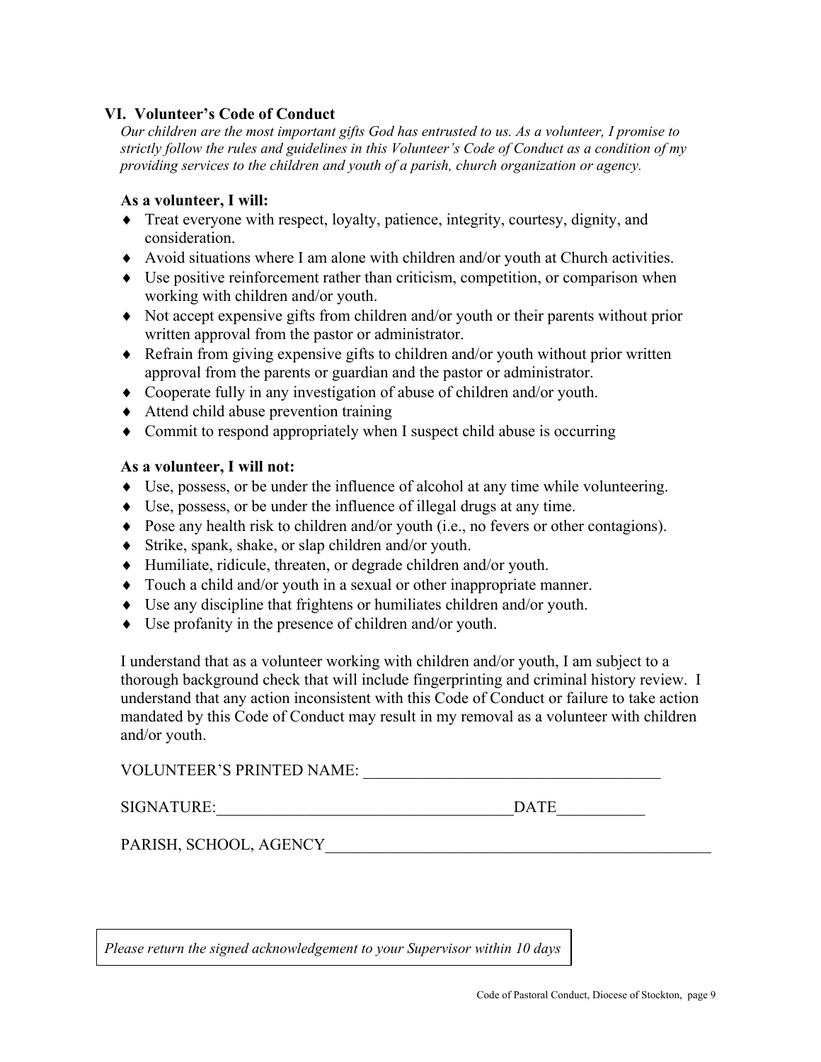## VI. Volunteer's Code of Conduct

*Our children are the most important gifts God has entrusted to us. As a volunteer, I promise to strictly follow the rules and guidelines in this Volunteer's Code of Conduct as a condition of my providing services to the children and youth of a parish, church organization or agency.*

**As a volunteer, I will:**

- Treat everyone with respect, loyalty, patience, integrity, courtesy, dignity, and consideration.
- Avoid situations where I am alone with children and/or youth at Church activities.
- Use positive reinforcement rather than criticism, competition, or comparison when working with children and/or youth.
- Not accept expensive gifts from children and/or youth or their parents without prior written approval from the pastor or administrator.
- Refrain from giving expensive gifts to children and/or youth without prior written approval from the parents or guardian and the pastor or administrator.
- Cooperate fully in any investigation of abuse of children and/or youth.
- Attend child abuse prevention training
- Commit to respond appropriately when I suspect child abuse is occurring

**As a volunteer, I will not:**

- Use, possess, or be under the influence of alcohol at any time while volunteering.
- Use, possess, or be under the influence of illegal drugs at any time.
- Pose any health risk to children and/or youth (i.e., no fevers or other contagions).
- Strike, spank, shake, or slap children and/or youth.
- Humiliate, ridicule, threaten, or degrade children and/or youth.
- Touch a child and/or youth in a sexual or other inappropriate manner.
- Use any discipline that frightens or humiliates children and/or youth.
- Use profanity in the presence of children and/or youth.

I understand that as a volunteer working with children and/or youth, I am subject to a thorough background check that will include fingerprinting and criminal history review. I understand that any action inconsistent with this Code of Conduct or failure to take action mandated by this Code of Conduct may result in my removal as a volunteer with children and/or youth.

VOLUNTEER'S PRINTED NAME: _____________________________________

SIGNATURE:_____________________________________DATE___________

PARISH, SCHOOL, AGENCY_________________________________________________

*Please return the signed acknowledgement to your Supervisor within 10 days*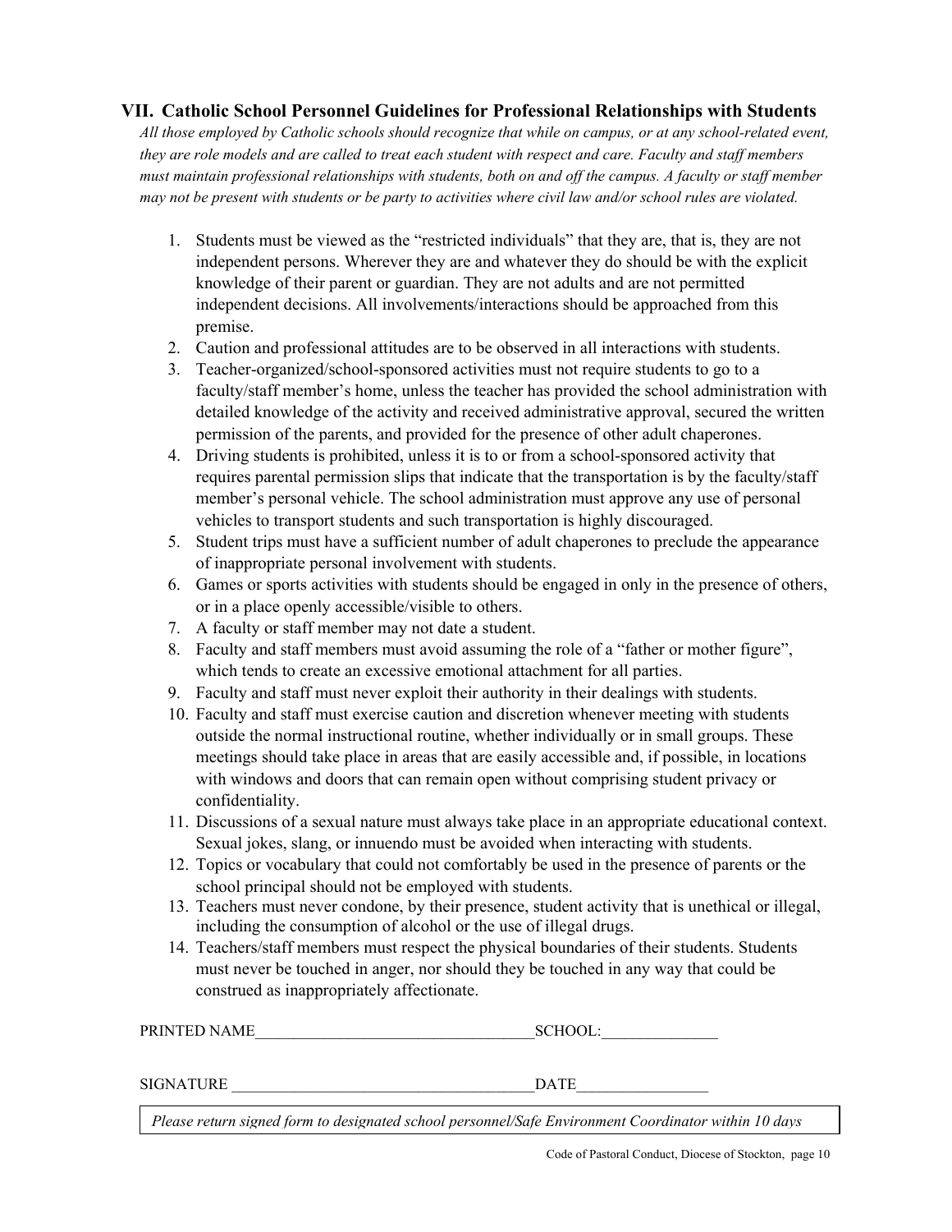## VII. Catholic School Personnel Guidelines for Professional Relationships with Students

*All those employed by Catholic schools should recognize that while on campus, or at any school-related event, they are role models and are called to treat each student with respect and care. Faculty and staff members must maintain professional relationships with students, both on and off the campus. A faculty or staff member may not be present with students or be party to activities where civil law and/or school rules are violated.*

1. Students must be viewed as the "restricted individuals" that they are, that is, they are not independent persons. Wherever they are and whatever they do should be with the explicit knowledge of their parent or guardian. They are not adults and are not permitted independent decisions. All involvements/interactions should be approached from this premise.
2. Caution and professional attitudes are to be observed in all interactions with students.
3. Teacher-organized/school-sponsored activities must not require students to go to a faculty/staff member's home, unless the teacher has provided the school administration with detailed knowledge of the activity and received administrative approval, secured the written permission of the parents, and provided for the presence of other adult chaperones.
4. Driving students is prohibited, unless it is to or from a school-sponsored activity that requires parental permission slips that indicate that the transportation is by the faculty/staff member's personal vehicle. The school administration must approve any use of personal vehicles to transport students and such transportation is highly discouraged.
5. Student trips must have a sufficient number of adult chaperones to preclude the appearance of inappropriate personal involvement with students.
6. Games or sports activities with students should be engaged in only in the presence of others, or in a place openly accessible/visible to others.
7. A faculty or staff member may not date a student.
8. Faculty and staff members must avoid assuming the role of a "father or mother figure", which tends to create an excessive emotional attachment for all parties.
9. Faculty and staff must never exploit their authority in their dealings with students.
10. Faculty and staff must exercise caution and discretion whenever meeting with students outside the normal instructional routine, whether individually or in small groups. These meetings should take place in areas that are easily accessible and, if possible, in locations with windows and doors that can remain open without comprising student privacy or confidentiality.
11. Discussions of a sexual nature must always take place in an appropriate educational context. Sexual jokes, slang, or innuendo must be avoided when interacting with students.
12. Topics or vocabulary that could not comfortably be used in the presence of parents or the school principal should not be employed with students.
13. Teachers must never condone, by their presence, student activity that is unethical or illegal, including the consumption of alcohol or the use of illegal drugs.
14. Teachers/staff members must respect the physical boundaries of their students. Students must never be touched in anger, nor should they be touched in any way that could be construed as inappropriately affectionate.

PRINTED NAME\_\_\_\_\_\_\_\_\_\_\_\_\_\_\_\_\_\_\_\_\_\_\_\_\_\_\_\_\_\_\_\_\_\_\_ SCHOOL:\_\_\_\_\_\_\_\_\_\_\_\_\_\_\_

SIGNATURE \_\_\_\_\_\_\_\_\_\_\_\_\_\_\_\_\_\_\_\_\_\_\_\_\_\_\_\_\_\_\_\_\_\_\_\_\_\_ DATE\_\_\_\_\_\_\_\_\_\_\_\_\_\_\_\_\_

*Please return signed form to designated school personnel/Safe Environment Coordinator within 10 days*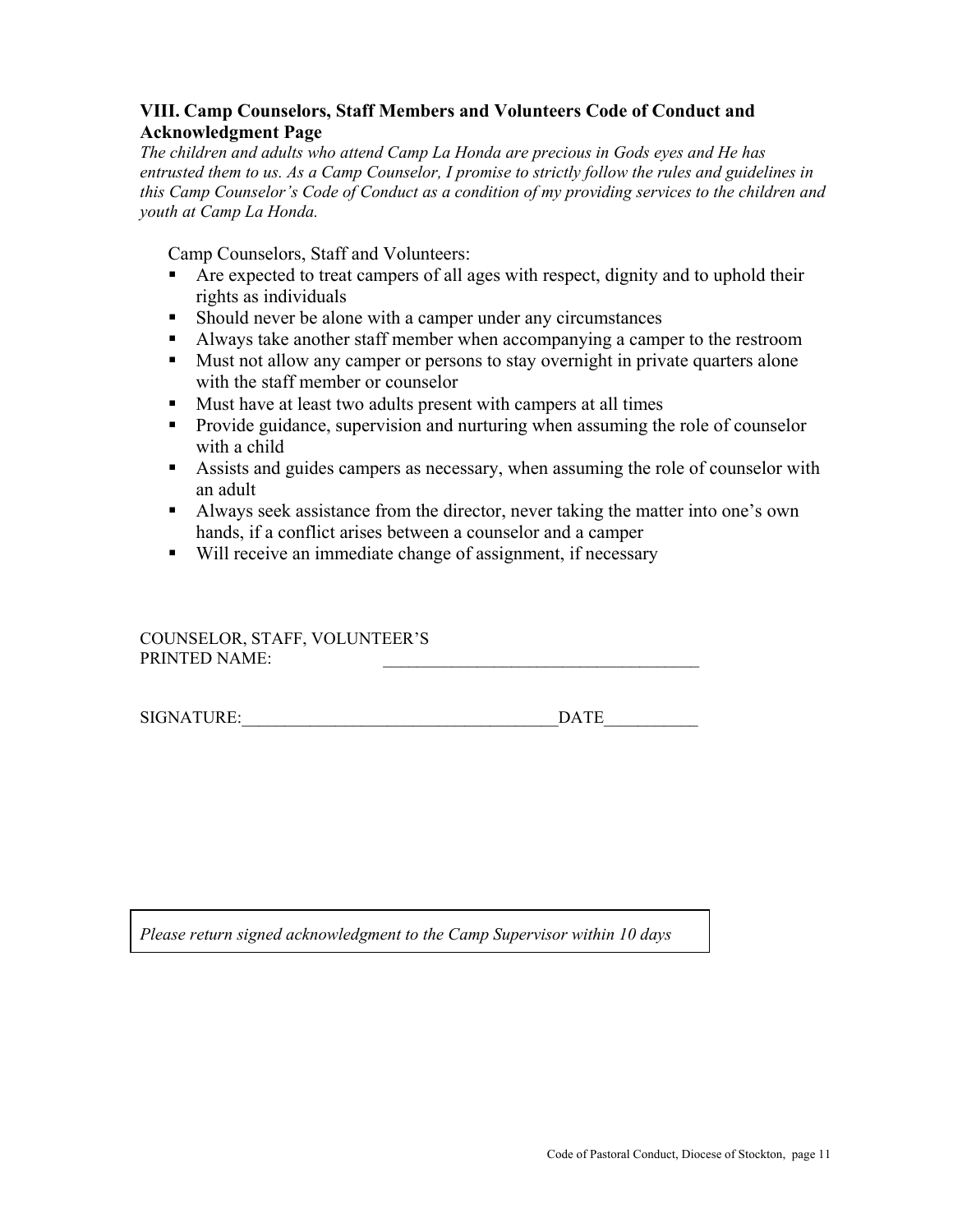### VIII. Camp Counselors, Staff Members and Volunteers Code of Conduct and Acknowledgment Page

*The children and adults who attend Camp La Honda are precious in Gods eyes and He has entrusted them to us. As a Camp Counselor, I promise to strictly follow the rules and guidelines in this Camp Counselor's Code of Conduct as a condition of my providing services to the children and youth at Camp La Honda.*

Camp Counselors, Staff and Volunteers:

- Are expected to treat campers of all ages with respect, dignity and to uphold their rights as individuals
- Should never be alone with a camper under any circumstances
- Always take another staff member when accompanying a camper to the restroom
- Must not allow any camper or persons to stay overnight in private quarters alone with the staff member or counselor
- Must have at least two adults present with campers at all times
- Provide guidance, supervision and nurturing when assuming the role of counselor with a child
- Assists and guides campers as necessary, when assuming the role of counselor with an adult
- Always seek assistance from the director, never taking the matter into one's own hands, if a conflict arises between a counselor and a camper
- Will receive an immediate change of assignment, if necessary

COUNSELOR, STAFF, VOLUNTEER'S PRINTED NAME: ____________________________________

SIGNATURE:____________________________________DATE__________

*Please return signed acknowledgment to the Camp Supervisor within 10 days*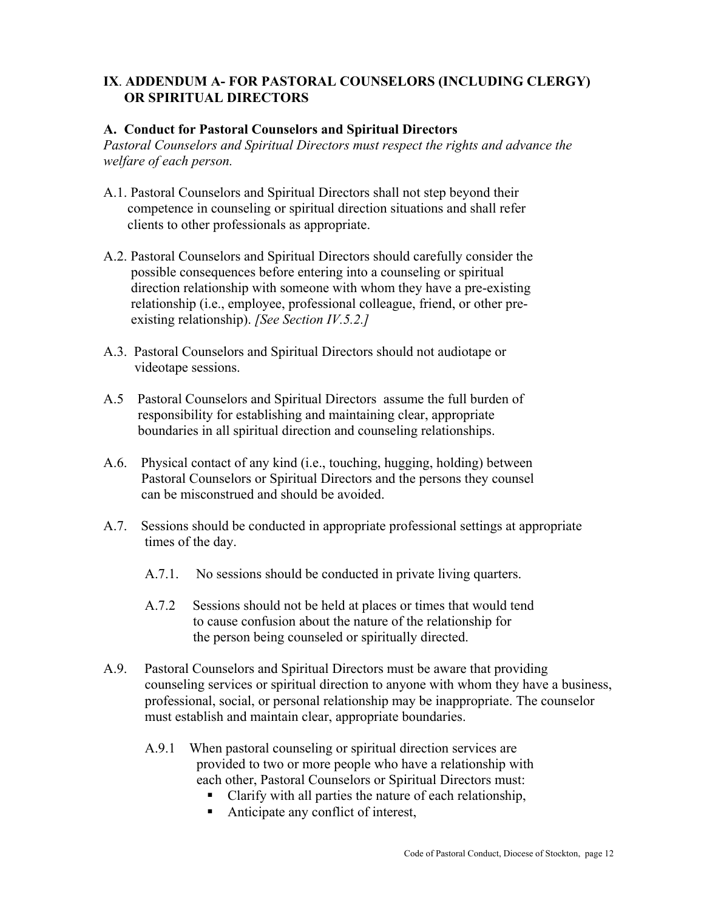## IX. ADDENDUM A- FOR PASTORAL COUNSELORS (INCLUDING CLERGY) OR SPIRITUAL DIRECTORS

### A. Conduct for Pastoral Counselors and Spiritual Directors

*Pastoral Counselors and Spiritual Directors must respect the rights and advance the welfare of each person.*

A.1. Pastoral Counselors and Spiritual Directors shall not step beyond their competence in counseling or spiritual direction situations and shall refer clients to other professionals as appropriate.

A.2. Pastoral Counselors and Spiritual Directors should carefully consider the possible consequences before entering into a counseling or spiritual direction relationship with someone with whom they have a pre-existing relationship (i.e., employee, professional colleague, friend, or other pre-existing relationship). *[See Section IV.5.2.]*

A.3. Pastoral Counselors and Spiritual Directors should not audiotape or videotape sessions.

A.5 Pastoral Counselors and Spiritual Directors assume the full burden of responsibility for establishing and maintaining clear, appropriate boundaries in all spiritual direction and counseling relationships.

A.6. Physical contact of any kind (i.e., touching, hugging, holding) between Pastoral Counselors or Spiritual Directors and the persons they counsel can be misconstrued and should be avoided.

A.7. Sessions should be conducted in appropriate professional settings at appropriate times of the day.

> A.7.1. No sessions should be conducted in private living quarters.
>
> A.7.2 Sessions should not be held at places or times that would tend to cause confusion about the nature of the relationship for the person being counseled or spiritually directed.

A.9. Pastoral Counselors and Spiritual Directors must be aware that providing counseling services or spiritual direction to anyone with whom they have a business, professional, social, or personal relationship may be inappropriate. The counselor must establish and maintain clear, appropriate boundaries.

> A.9.1 When pastoral counseling or spiritual direction services are provided to two or more people who have a relationship with each other, Pastoral Counselors or Spiritual Directors must:
>
> - Clarify with all parties the nature of each relationship,
> - Anticipate any conflict of interest,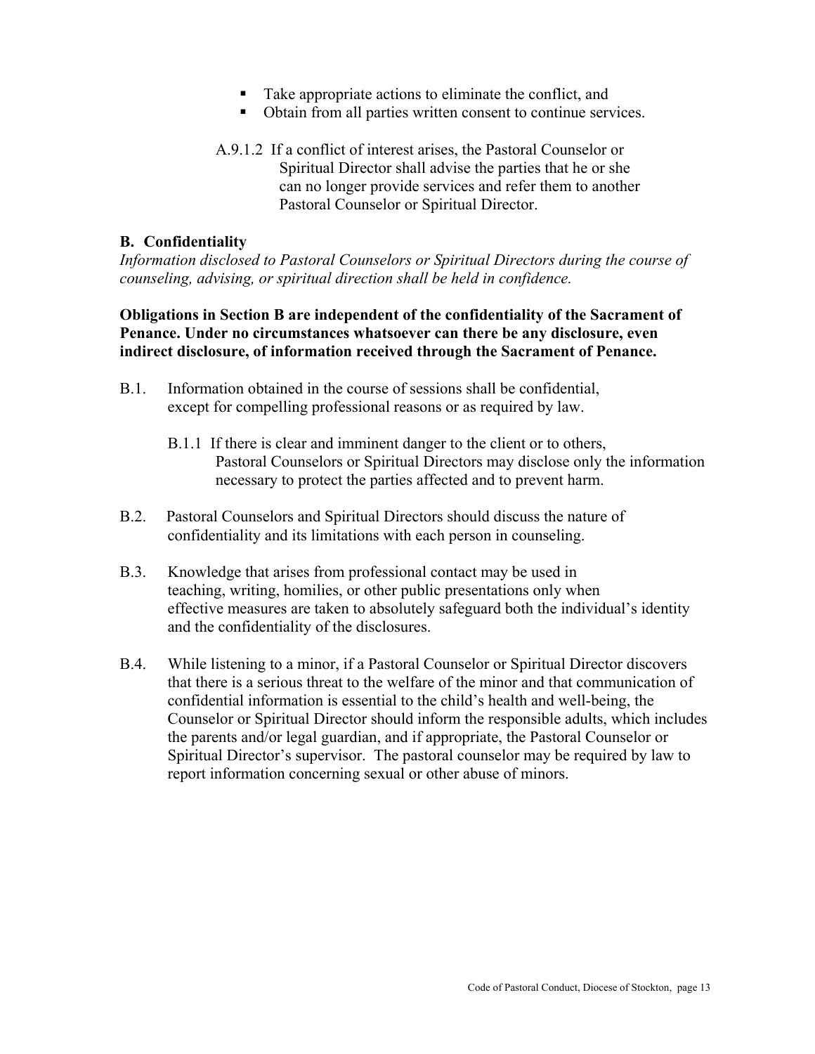- Take appropriate actions to eliminate the conflict, and
- Obtain from all parties written consent to continue services.

A.9.1.2 If a conflict of interest arises, the Pastoral Counselor or Spiritual Director shall advise the parties that he or she can no longer provide services and refer them to another Pastoral Counselor or Spiritual Director.

## B. Confidentiality

*Information disclosed to Pastoral Counselors or Spiritual Directors during the course of counseling, advising, or spiritual direction shall be held in confidence.*

**Obligations in Section B are independent of the confidentiality of the Sacrament of Penance. Under no circumstances whatsoever can there be any disclosure, even indirect disclosure, of information received through the Sacrament of Penance.**

B.1. Information obtained in the course of sessions shall be confidential, except for compelling professional reasons or as required by law.

B.1.1 If there is clear and imminent danger to the client or to others, Pastoral Counselors or Spiritual Directors may disclose only the information necessary to protect the parties affected and to prevent harm.

B.2. Pastoral Counselors and Spiritual Directors should discuss the nature of confidentiality and its limitations with each person in counseling.

B.3. Knowledge that arises from professional contact may be used in teaching, writing, homilies, or other public presentations only when effective measures are taken to absolutely safeguard both the individual's identity and the confidentiality of the disclosures.

B.4. While listening to a minor, if a Pastoral Counselor or Spiritual Director discovers that there is a serious threat to the welfare of the minor and that communication of confidential information is essential to the child's health and well-being, the Counselor or Spiritual Director should inform the responsible adults, which includes the parents and/or legal guardian, and if appropriate, the Pastoral Counselor or Spiritual Director's supervisor. The pastoral counselor may be required by law to report information concerning sexual or other abuse of minors.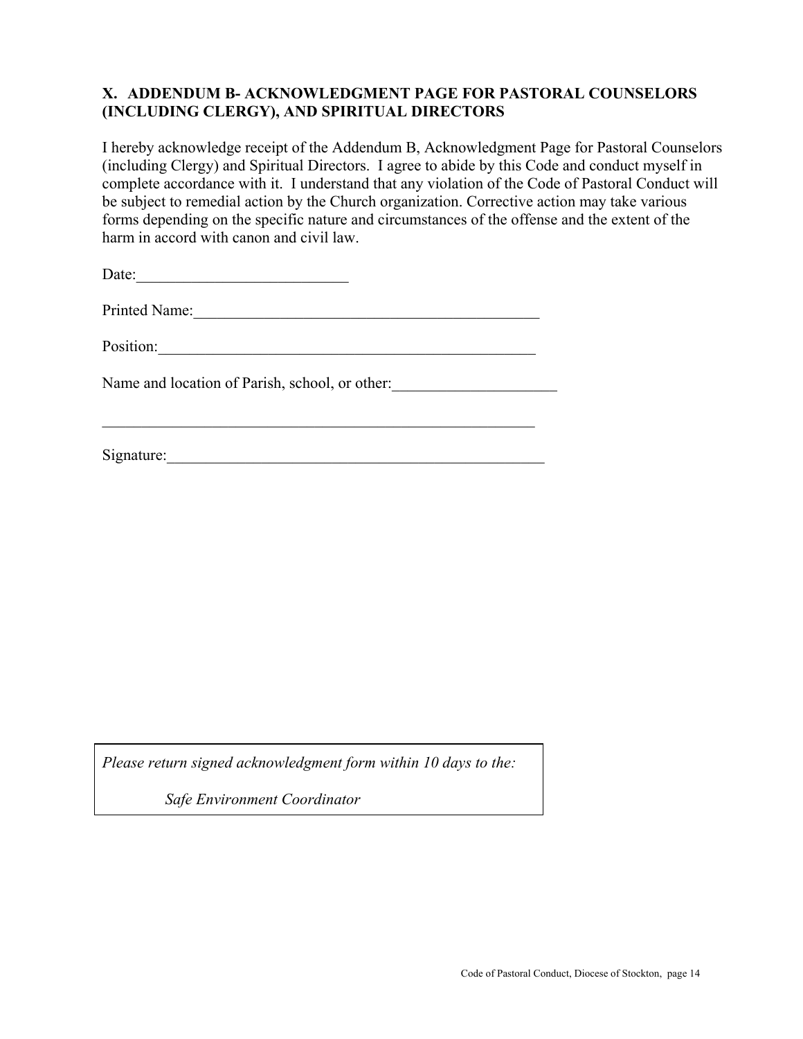## X. ADDENDUM B- ACKNOWLEDGMENT PAGE FOR PASTORAL COUNSELORS (INCLUDING CLERGY), AND SPIRITUAL DIRECTORS

I hereby acknowledge receipt of the Addendum B, Acknowledgment Page for Pastoral Counselors (including Clergy) and Spiritual Directors. I agree to abide by this Code and conduct myself in complete accordance with it. I understand that any violation of the Code of Pastoral Conduct will be subject to remedial action by the Church organization. Corrective action may take various forms depending on the specific nature and circumstances of the offense and the extent of the harm in accord with canon and civil law.

Date:___________________________

Printed Name:_____________________________________________

Position:_________________________________________________

Name and location of Parish, school, or other:_____________________

_________________________________________________________

Signature:_________________________________________________

*Please return signed acknowledgment form within 10 days to the:*

*Safe Environment Coordinator*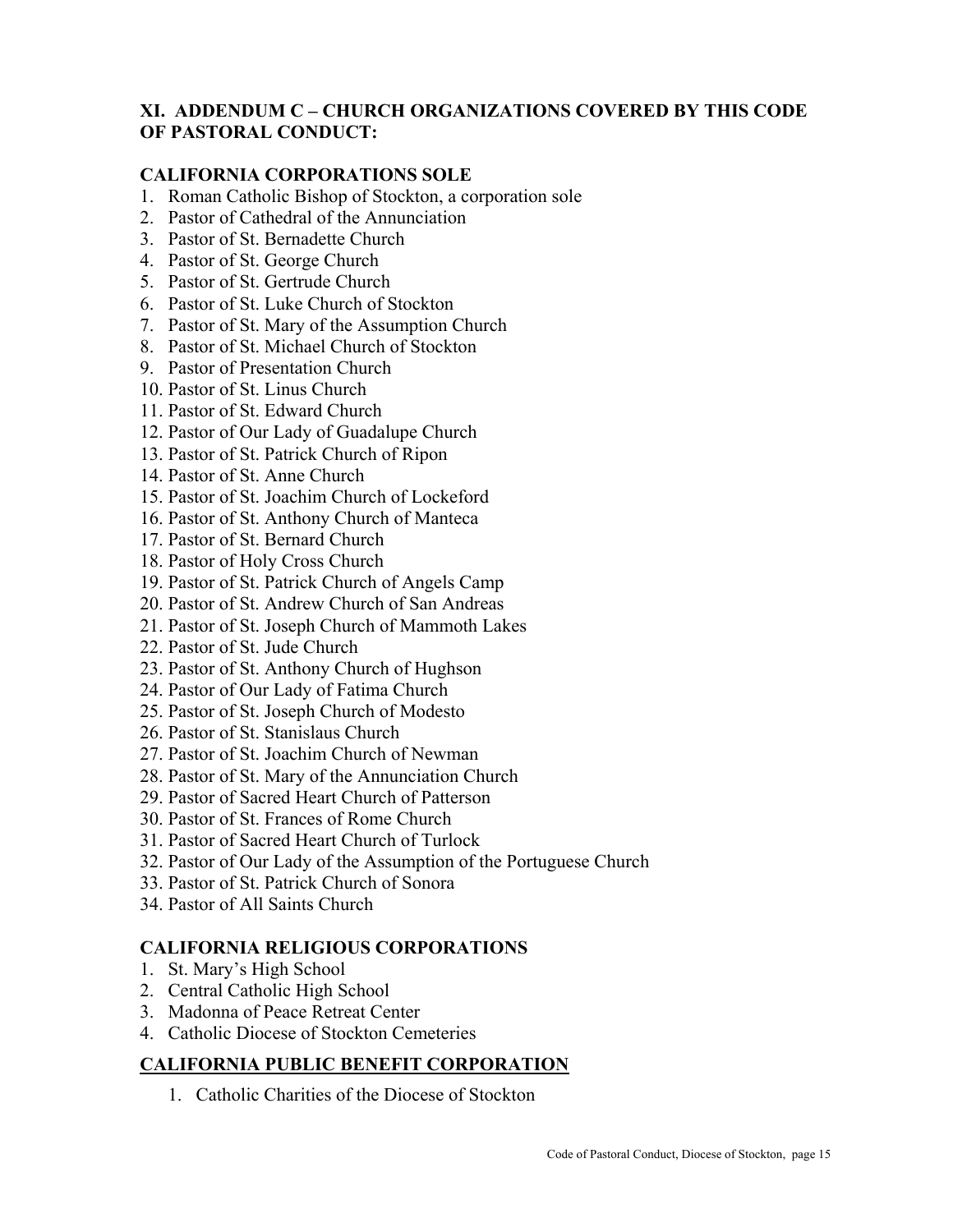## XI. ADDENDUM C – CHURCH ORGANIZATIONS COVERED BY THIS CODE OF PASTORAL CONDUCT:

### CALIFORNIA CORPORATIONS SOLE

1. Roman Catholic Bishop of Stockton, a corporation sole
2. Pastor of Cathedral of the Annunciation
3. Pastor of St. Bernadette Church
4. Pastor of St. George Church
5. Pastor of St. Gertrude Church
6. Pastor of St. Luke Church of Stockton
7. Pastor of St. Mary of the Assumption Church
8. Pastor of St. Michael Church of Stockton
9. Pastor of Presentation Church
10. Pastor of St. Linus Church
11. Pastor of St. Edward Church
12. Pastor of Our Lady of Guadalupe Church
13. Pastor of St. Patrick Church of Ripon
14. Pastor of St. Anne Church
15. Pastor of St. Joachim Church of Lockeford
16. Pastor of St. Anthony Church of Manteca
17. Pastor of St. Bernard Church
18. Pastor of Holy Cross Church
19. Pastor of St. Patrick Church of Angels Camp
20. Pastor of St. Andrew Church of San Andreas
21. Pastor of St. Joseph Church of Mammoth Lakes
22. Pastor of St. Jude Church
23. Pastor of St. Anthony Church of Hughson
24. Pastor of Our Lady of Fatima Church
25. Pastor of St. Joseph Church of Modesto
26. Pastor of St. Stanislaus Church
27. Pastor of St. Joachim Church of Newman
28. Pastor of St. Mary of the Annunciation Church
29. Pastor of Sacred Heart Church of Patterson
30. Pastor of St. Frances of Rome Church
31. Pastor of Sacred Heart Church of Turlock
32. Pastor of Our Lady of the Assumption of the Portuguese Church
33. Pastor of St. Patrick Church of Sonora
34. Pastor of All Saints Church

### CALIFORNIA RELIGIOUS CORPORATIONS

1. St. Mary's High School
2. Central Catholic High School
3. Madonna of Peace Retreat Center
4. Catholic Diocese of Stockton Cemeteries

### CALIFORNIA PUBLIC BENEFIT CORPORATION

1. Catholic Charities of the Diocese of Stockton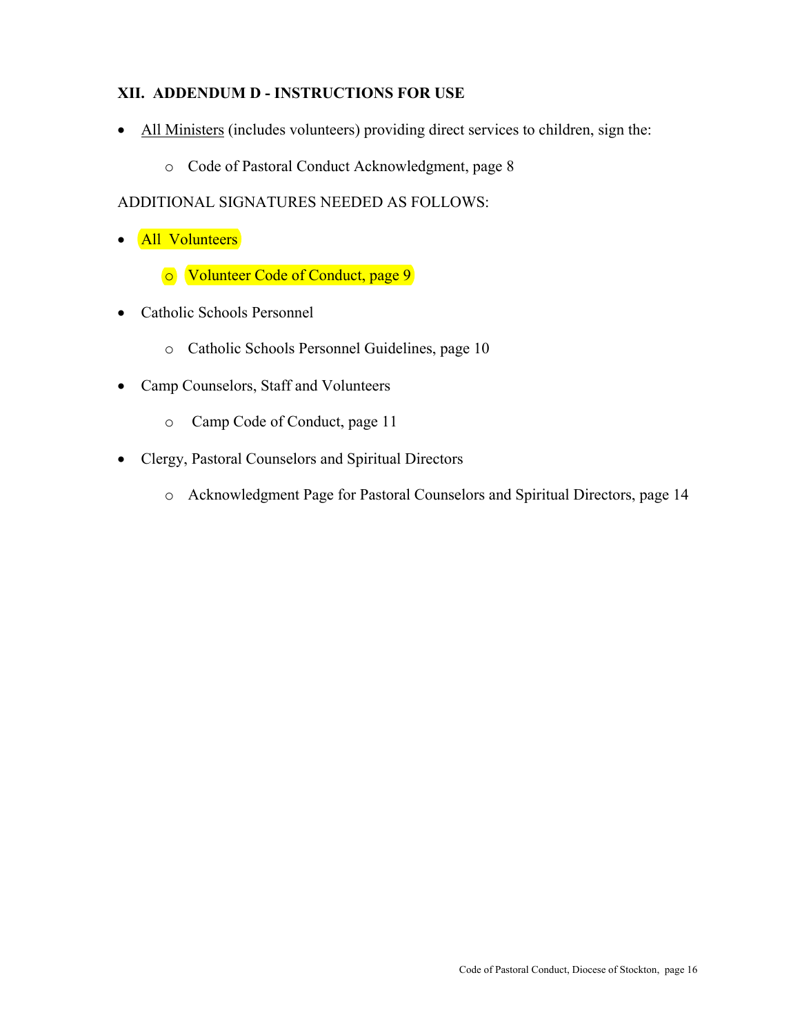### XII. ADDENDUM D - INSTRUCTIONS FOR USE

- All Ministers (includes volunteers) providing direct services to children, sign the:
    - Code of Pastoral Conduct Acknowledgment, page 8

ADDITIONAL SIGNATURES NEEDED AS FOLLOWS:

- All Volunteers
    - Volunteer Code of Conduct, page 9
- Catholic Schools Personnel
    - Catholic Schools Personnel Guidelines, page 10
- Camp Counselors, Staff and Volunteers
    - Camp Code of Conduct, page 11
- Clergy, Pastoral Counselors and Spiritual Directors
    - Acknowledgment Page for Pastoral Counselors and Spiritual Directors, page 14